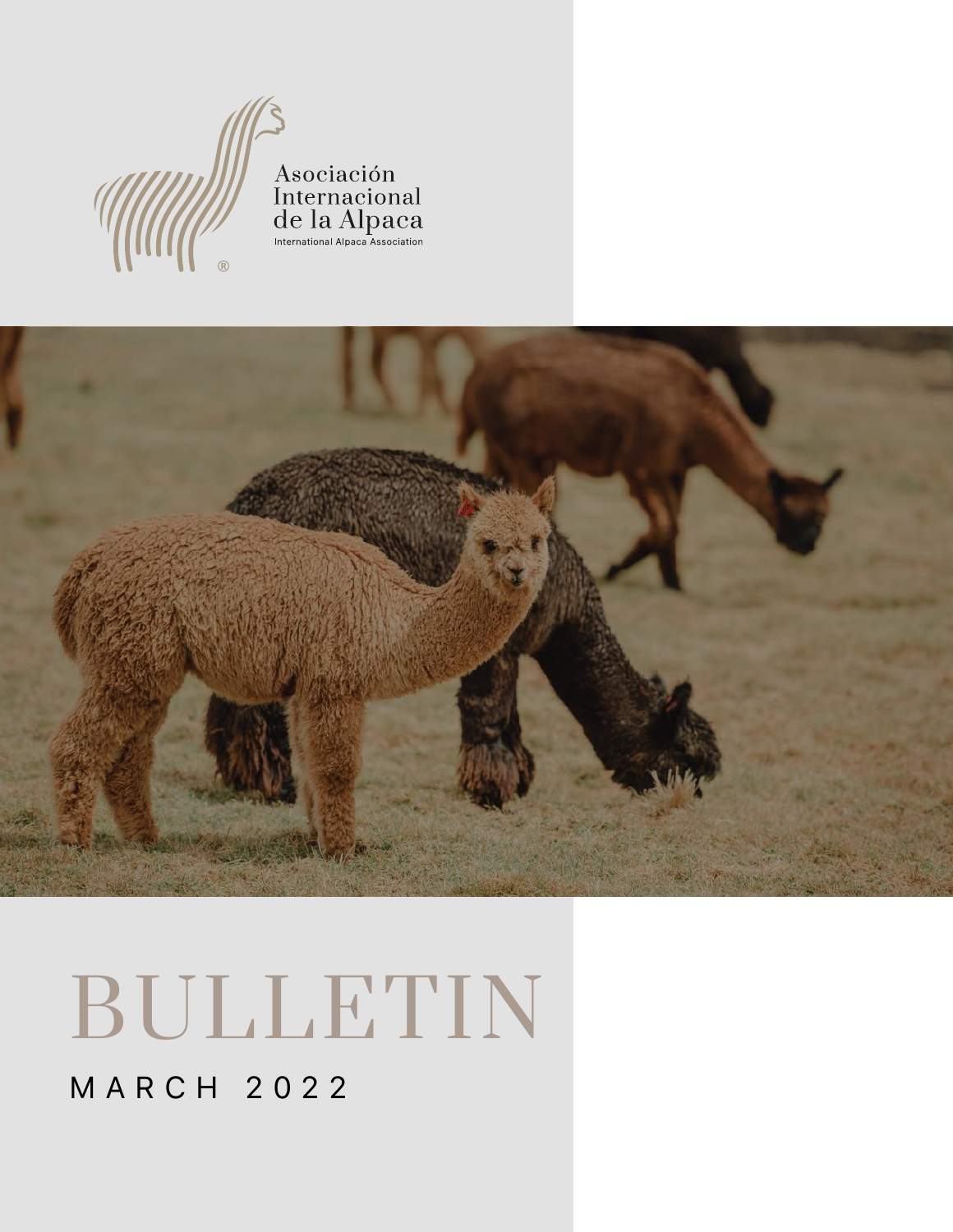Asociación Internacional de la Alpaca

International Alpaca Association

# BULLETIN

MARCH 2022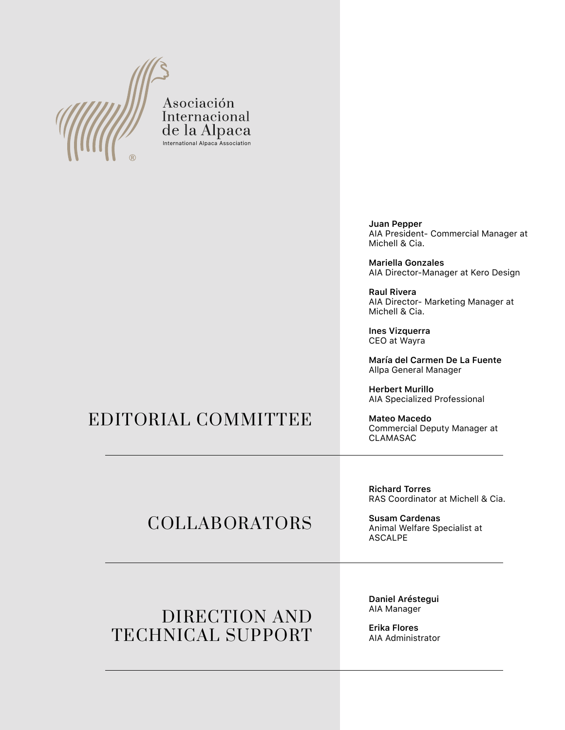Asociación Internacional de la Alpaca

International Alpaca Association

## EDITORIAL COMMITTEE

**Juan Pepper**
AIA President- Commercial Manager at Michell & Cia.

**Mariella Gonzales**
AIA Director-Manager at Kero Design

**Raul Rivera**
AIA Director- Marketing Manager at Michell & Cia.

**Ines Vizquerra**
CEO at Wayra

**María del Carmen De La Fuente**
Allpa General Manager

**Herbert Murillo**
AIA Specialized Professional

**Mateo Macedo**
Commercial Deputy Manager at CLAMASAC

## COLLABORATORS

**Richard Torres**
RAS Coordinator at Michell & Cia.

**Susam Cardenas**
Animal Welfare Specialist at ASCALPE

## DIRECTION AND TECHNICAL SUPPORT

**Daniel Aréstegui**
AIA Manager

**Erika Flores**
AIA Administrator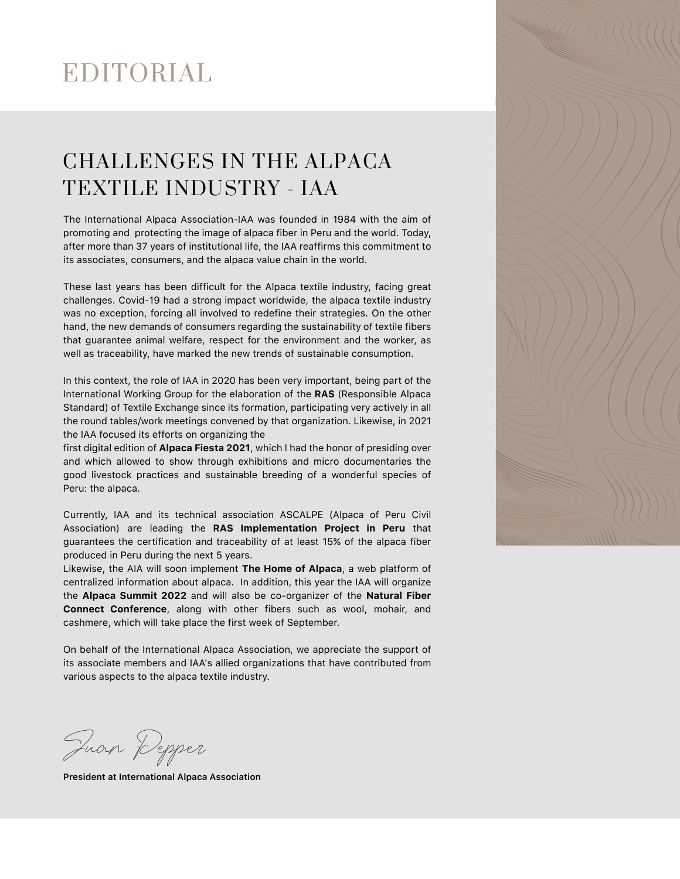# EDITORIAL

## CHALLENGES IN THE ALPACA TEXTILE INDUSTRY - IAA

The International Alpaca Association-IAA was founded in 1984 with the aim of promoting and protecting the image of alpaca fiber in Peru and the world. Today, after more than 37 years of institutional life, the IAA reaffirms this commitment to its associates, consumers, and the alpaca value chain in the world.

These last years has been difficult for the Alpaca textile industry, facing great challenges. Covid-19 had a strong impact worldwide, the alpaca textile industry was no exception, forcing all involved to redefine their strategies. On the other hand, the new demands of consumers regarding the sustainability of textile fibers that guarantee animal welfare, respect for the environment and the worker, as well as traceability, have marked the new trends of sustainable consumption.

In this context, the role of IAA in 2020 has been very important, being part of the International Working Group for the elaboration of the **RAS** (Responsible Alpaca Standard) of Textile Exchange since its formation, participating very actively in all the round tables/work meetings convened by that organization. Likewise, in 2021 the IAA focused its efforts on organizing the first digital edition of **Alpaca Fiesta 2021**, which I had the honor of presiding over and which allowed to show through exhibitions and micro documentaries the good livestock practices and sustainable breeding of a wonderful species of Peru: the alpaca.

Currently, IAA and its technical association ASCALPE (Alpaca of Peru Civil Association) are leading the **RAS Implementation Project in Peru** that guarantees the certification and traceability of at least 15% of the alpaca fiber produced in Peru during the next 5 years.
Likewise, the AIA will soon implement **The Home of Alpaca**, a web platform of centralized information about alpaca. In addition, this year the IAA will organize the **Alpaca Summit 2022** and will also be co-organizer of the **Natural Fiber Connect Conference**, along with other fibers such as wool, mohair, and cashmere, which will take place the first week of September.

On behalf of the International Alpaca Association, we appreciate the support of its associate members and IAA's allied organizations that have contributed from various aspects to the alpaca textile industry.

Juan Pepper

**President at International Alpaca Association**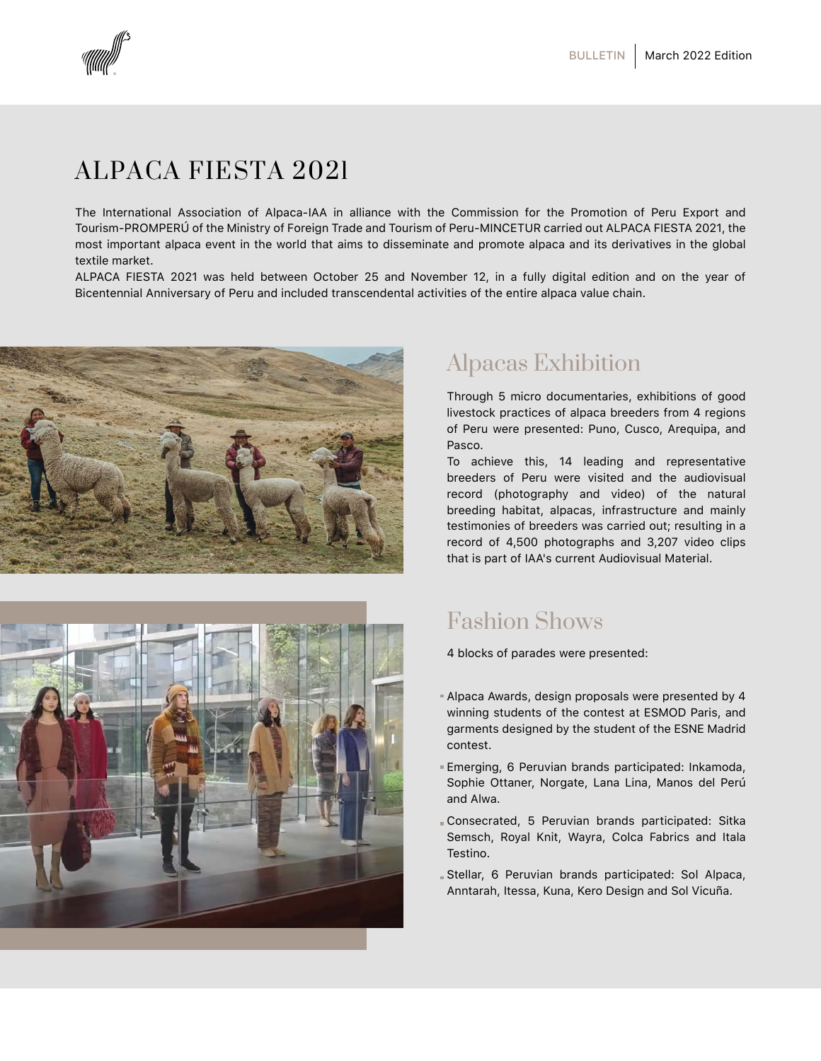# ALPACA FIESTA 2021

The International Association of Alpaca-IAA in alliance with the Commission for the Promotion of Peru Export and Tourism-PROMPERÚ of the Ministry of Foreign Trade and Tourism of Peru-MINCETUR carried out ALPACA FIESTA 2021, the most important alpaca event in the world that aims to disseminate and promote alpaca and its derivatives in the global textile market.

ALPACA FIESTA 2021 was held between October 25 and November 12, in a fully digital edition and on the year of Bicentennial Anniversary of Peru and included transcendental activities of the entire alpaca value chain.

## Alpacas Exhibition

Through 5 micro documentaries, exhibitions of good livestock practices of alpaca breeders from 4 regions of Peru were presented: Puno, Cusco, Arequipa, and Pasco.

To achieve this, 14 leading and representative breeders of Peru were visited and the audiovisual record (photography and video) of the natural breeding habitat, alpacas, infrastructure and mainly testimonies of breeders was carried out; resulting in a record of 4,500 photographs and 3,207 video clips that is part of IAA's current Audiovisual Material.

## Fashion Shows

4 blocks of parades were presented:

- Alpaca Awards, design proposals were presented by 4 winning students of the contest at ESMOD Paris, and garments designed by the student of the ESNE Madrid contest.
- Emerging, 6 Peruvian brands participated: Inkamoda, Sophie Ottaner, Norgate, Lana Lina, Manos del Perú and Alwa.
- Consecrated, 5 Peruvian brands participated: Sitka Semsch, Royal Knit, Wayra, Colca Fabrics and Itala Testino.
- Stellar, 6 Peruvian brands participated: Sol Alpaca, Anntarah, Itessa, Kuna, Kero Design and Sol Vicuña.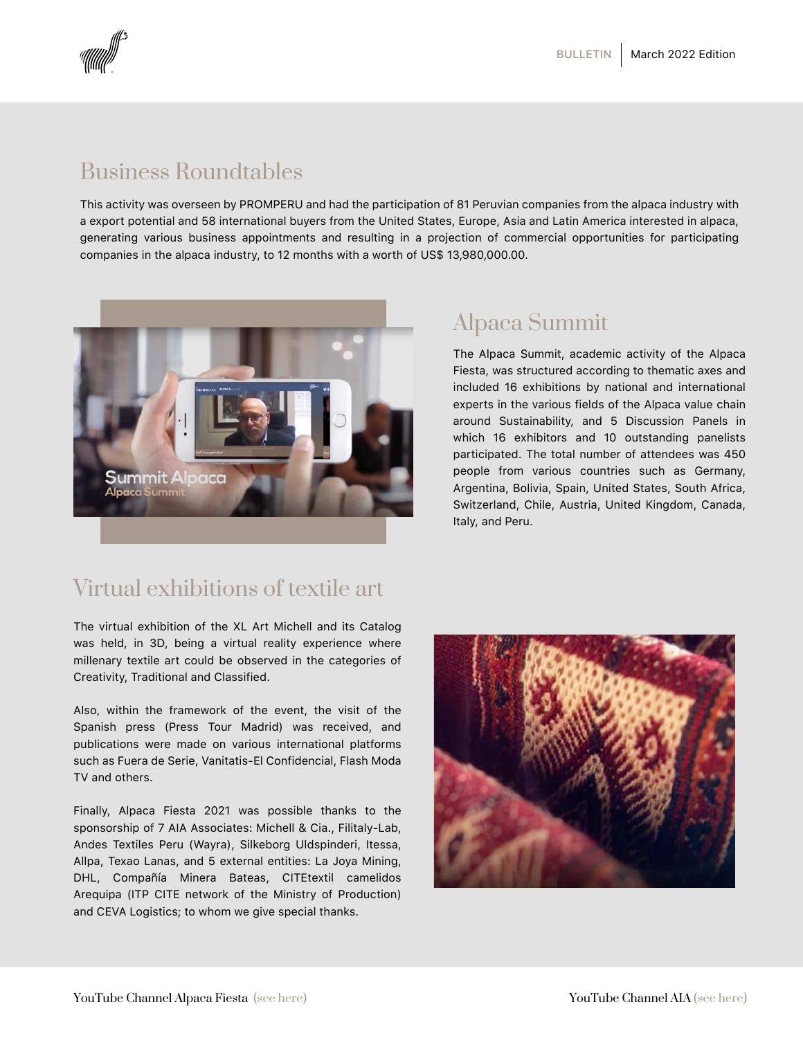## Business Roundtables

This activity was overseen by PROMPERU and had the participation of 81 Peruvian companies from the alpaca industry with a export potential and 58 international buyers from the United States, Europe, Asia and Latin America interested in alpaca, generating various business appointments and resulting in a projection of commercial opportunities for participating companies in the alpaca industry, to 12 months with a worth of US$ 13,980,000.00.

## Alpaca Summit

The Alpaca Summit, academic activity of the Alpaca Fiesta, was structured according to thematic axes and included 16 exhibitions by national and international experts in the various fields of the Alpaca value chain around Sustainability, and 5 Discussion Panels in which 16 exhibitors and 10 outstanding panelists participated. The total number of attendees was 450 people from various countries such as Germany, Argentina, Bolivia, Spain, United States, South Africa, Switzerland, Chile, Austria, United Kingdom, Canada, Italy, and Peru.

## Virtual exhibitions of textile art

The virtual exhibition of the XL Art Michell and its Catalog was held, in 3D, being a virtual reality experience where millenary textile art could be observed in the categories of Creativity, Traditional and Classified.

Also, within the framework of the event, the visit of the Spanish press (Press Tour Madrid) was received, and publications were made on various international platforms such as Fuera de Serie, Vanitatis-El Confidencial, Flash Moda TV and others.

Finally, Alpaca Fiesta 2021 was possible thanks to the sponsorship of 7 AIA Associates: Michell & Cia., Filitaly-Lab, Andes Textiles Peru (Wayra), Silkeborg Uldspinderi, Itessa, Allpa, Texao Lanas, and 5 external entities: La Joya Mining, DHL, Compañía Minera Bateas, CITEtextil camelidos Arequipa (ITP CITE network of the Ministry of Production) and CEVA Logistics; to whom we give special thanks.

YouTube Channel Alpaca Fiesta (see here)

YouTube Channel AIA (see here)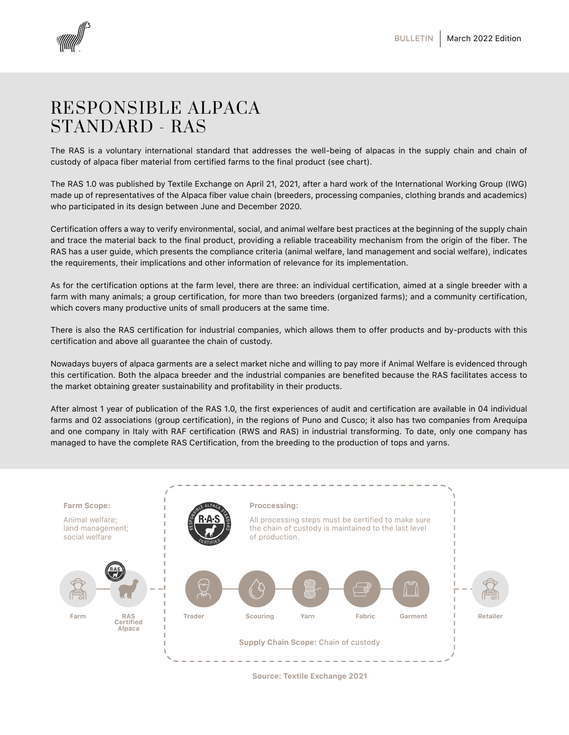# RESPONSIBLE ALPACA STANDARD - RAS

The RAS is a voluntary international standard that addresses the well-being of alpacas in the supply chain and chain of custody of alpaca fiber material from certified farms to the final product (see chart).

The RAS 1.0 was published by Textile Exchange on April 21, 2021, after a hard work of the International Working Group (IWG) made up of representatives of the Alpaca fiber value chain (breeders, processing companies, clothing brands and academics) who participated in its design between June and December 2020.

Certification offers a way to verify environmental, social, and animal welfare best practices at the beginning of the supply chain and trace the material back to the final product, providing a reliable traceability mechanism from the origin of the fiber. The RAS has a user guide, which presents the compliance criteria (animal welfare, land management and social welfare), indicates the requirements, their implications and other information of relevance for its implementation.

As for the certification options at the farm level, there are three: an individual certification, aimed at a single breeder with a farm with many animals; a group certification, for more than two breeders (organized farms); and a community certification, which covers many productive units of small producers at the same time.

There is also the RAS certification for industrial companies, which allows them to offer products and by-products with this certification and above all guarantee the chain of custody.

Nowadays buyers of alpaca garments are a select market niche and willing to pay more if Animal Welfare is evidenced through this certification. Both the alpaca breeder and the industrial companies are benefited because the RAS facilitates access to the market obtaining greater sustainability and profitability in their products.

After almost 1 year of publication of the RAS 1.0, the first experiences of audit and certification are available in 04 individual farms and 02 associations (group certification), in the regions of Puno and Cusco; it also has two companies from Arequipa and one company in Italy with RAF certification (RWS and RAS) in industrial transforming. To date, only one company has managed to have the complete RAS Certification, from the breeding to the production of tops and yarns.

**Farm Scope:**

Animal welfare;
land management;
social welfare

**Proccessing:**

All processing steps must be certified to make sure the chain of custody is maintained to the last level of production.

Farm → RAS Certified Alpaca → Trader → Scouring → Yarn → Fabric → Garment → Retailer

**Supply Chain Scope:** Chain of custody

**Source: Textile Exchange 2021**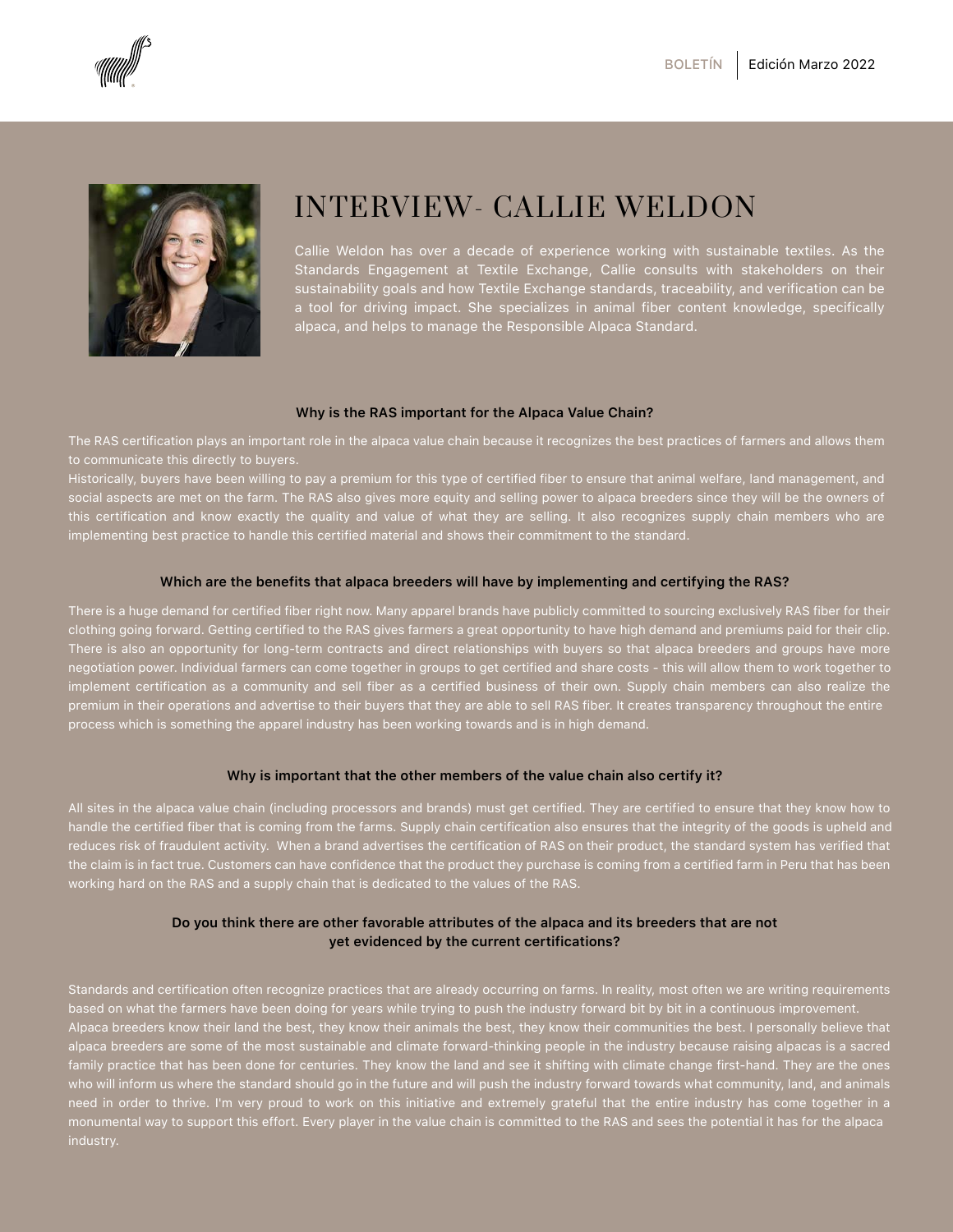# INTERVIEW- CALLIE WELDON

Callie Weldon has over a decade of experience working with sustainable textiles. As the Standards Engagement at Textile Exchange, Callie consults with stakeholders on their sustainability goals and how Textile Exchange standards, traceability, and verification can be a tool for driving impact. She specializes in animal fiber content knowledge, specifically alpaca, and helps to manage the Responsible Alpaca Standard.

### Why is the RAS important for the Alpaca Value Chain?

The RAS certification plays an important role in the alpaca value chain because it recognizes the best practices of farmers and allows them to communicate this directly to buyers.

Historically, buyers have been willing to pay a premium for this type of certified fiber to ensure that animal welfare, land management, and social aspects are met on the farm. The RAS also gives more equity and selling power to alpaca breeders since they will be the owners of this certification and know exactly the quality and value of what they are selling. It also recognizes supply chain members who are implementing best practice to handle this certified material and shows their commitment to the standard.

### Which are the benefits that alpaca breeders will have by implementing and certifying the RAS?

There is a huge demand for certified fiber right now. Many apparel brands have publicly committed to sourcing exclusively RAS fiber for their clothing going forward. Getting certified to the RAS gives farmers a great opportunity to have high demand and premiums paid for their clip. There is also an opportunity for long-term contracts and direct relationships with buyers so that alpaca breeders and groups have more negotiation power. Individual farmers can come together in groups to get certified and share costs - this will allow them to work together to implement certification as a community and sell fiber as a certified business of their own. Supply chain members can also realize the premium in their operations and advertise to their buyers that they are able to sell RAS fiber. It creates transparency throughout the entire process which is something the apparel industry has been working towards and is in high demand.

### Why is important that the other members of the value chain also certify it?

All sites in the alpaca value chain (including processors and brands) must get certified. They are certified to ensure that they know how to handle the certified fiber that is coming from the farms. Supply chain certification also ensures that the integrity of the goods is upheld and reduces risk of fraudulent activity. When a brand advertises the certification of RAS on their product, the standard system has verified that the claim is in fact true. Customers can have confidence that the product they purchase is coming from a certified farm in Peru that has been working hard on the RAS and a supply chain that is dedicated to the values of the RAS.

### Do you think there are other favorable attributes of the alpaca and its breeders that are not yet evidenced by the current certifications?

Standards and certification often recognize practices that are already occurring on farms. In reality, most often we are writing requirements based on what the farmers have been doing for years while trying to push the industry forward bit by bit in a continuous improvement.

Alpaca breeders know their land the best, they know their animals the best, they know their communities the best. I personally believe that alpaca breeders are some of the most sustainable and climate forward-thinking people in the industry because raising alpacas is a sacred family practice that has been done for centuries. They know the land and see it shifting with climate change first-hand. They are the ones who will inform us where the standard should go in the future and will push the industry forward towards what community, land, and animals need in order to thrive. I'm very proud to work on this initiative and extremely grateful that the entire industry has come together in a monumental way to support this effort. Every player in the value chain is committed to the RAS and sees the potential it has for the alpaca industry.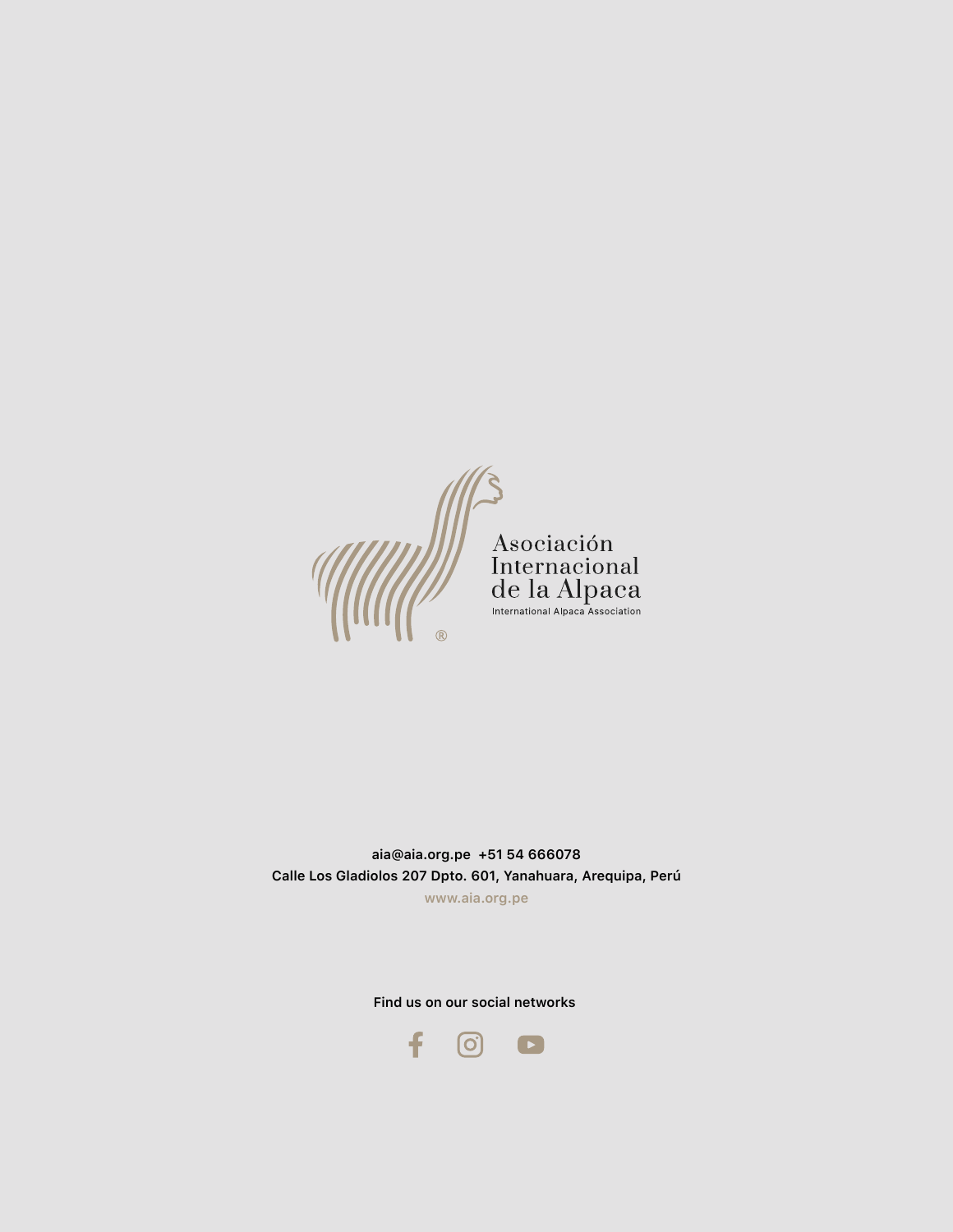Asociación
Internacional
de la Alpaca
International Alpaca Association

aia@aia.org.pe  +51 54 666078
Calle Los Gladiolos 207 Dpto. 601, Yanahuara, Arequipa, Perú
www.aia.org.pe

Find us on our social networks